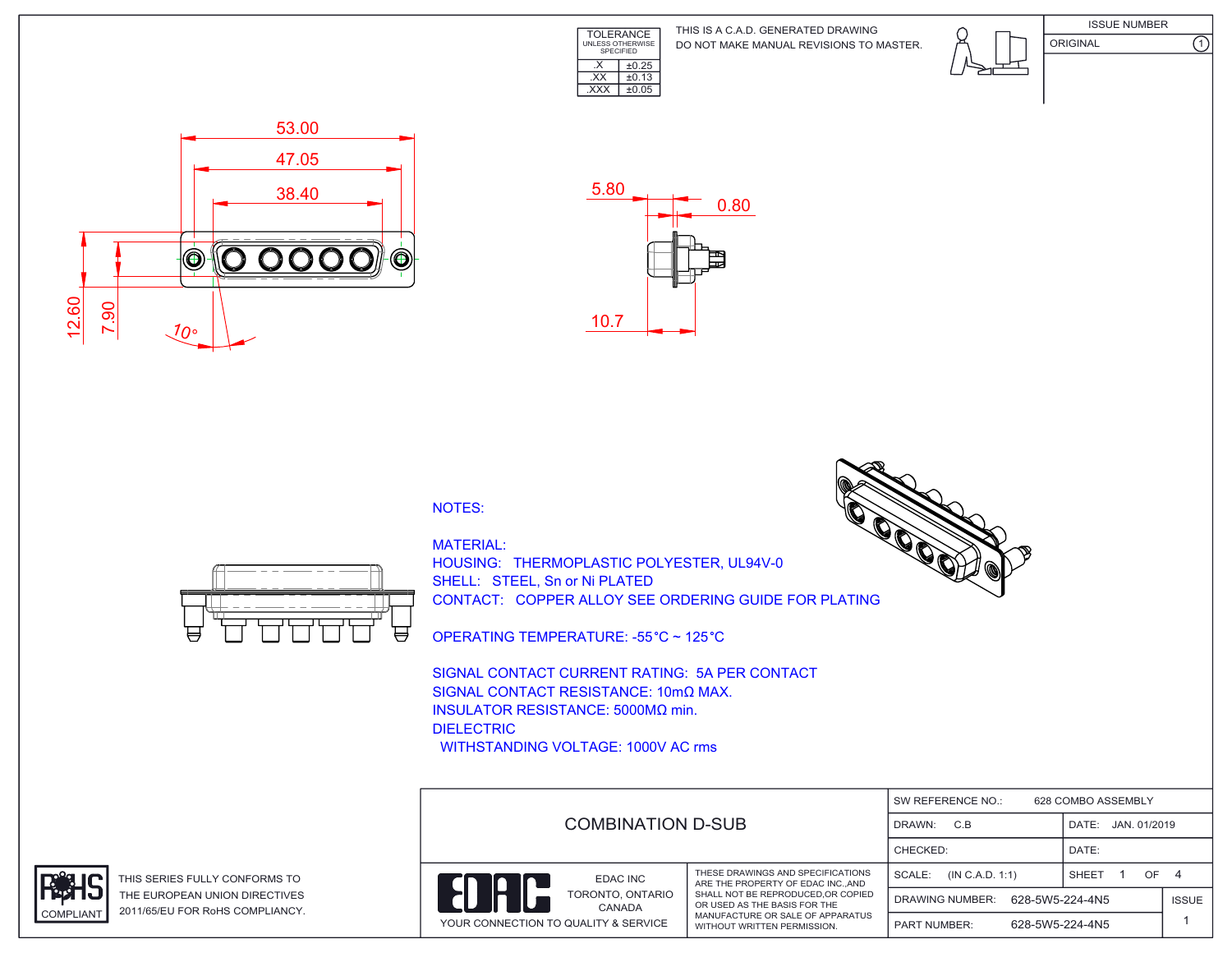| TOLERANCE UNLESS OTHERWISE SPECIFIED | |
|---|---|
| .X | ±0.25 |
| .XX | ±0.13 |
| .XXX | ±0.05 |

THIS IS A C.A.D. GENERATED DRAWING
DO NOT MAKE MANUAL REVISIONS TO MASTER.

| ISSUE NUMBER | |
|---|---|
| ORIGINAL | 1 |

53.00
47.05
38.40
12.60
7.90
10°

5.80
0.80
10.7

NOTES:

MATERIAL:
HOUSING: THERMOPLASTIC POLYESTER, UL94V-0
SHELL: STEEL, Sn or Ni PLATED
CONTACT: COPPER ALLOY SEE ORDERING GUIDE FOR PLATING

OPERATING TEMPERATURE: -55°C ~ 125°C

SIGNAL CONTACT CURRENT RATING: 5A PER CONTACT
SIGNAL CONTACT RESISTANCE: 10mΩ MAX.
INSULATOR RESISTANCE: 5000MΩ min.
DIELECTRIC
WITHSTANDING VOLTAGE: 1000V AC rms

RoHS COMPLIANT

THIS SERIES FULLY CONFORMS TO THE EUROPEAN UNION DIRECTIVES 2011/65/EU FOR RoHS COMPLIANCY.

COMBINATION D-SUB

EDAC INC
TORONTO, ONTARIO
CANADA
YOUR CONNECTION TO QUALITY & SERVICE

THESE DRAWINGS AND SPECIFICATIONS ARE THE PROPERTY OF EDAC INC.,AND SHALL NOT BE REPRODUCED,OR COPIED OR USED AS THE BASIS FOR THE MANUFACTURE OR SALE OF APPARATUS WITHOUT WRITTEN PERMISSION.

| SW REFERENCE NO.: 628 COMBO ASSEMBLY | | |
|---|---|---|
| DRAWN: C.B | DATE: JAN. 01/2019 | |
| CHECKED: | DATE: | |
| SCALE: (IN C.A.D. 1:1) | SHEET 1 OF 4 | |
| DRAWING NUMBER: 628-5W5-224-4N5 | | ISSUE |
| PART NUMBER: 628-5W5-224-4N5 | | 1 |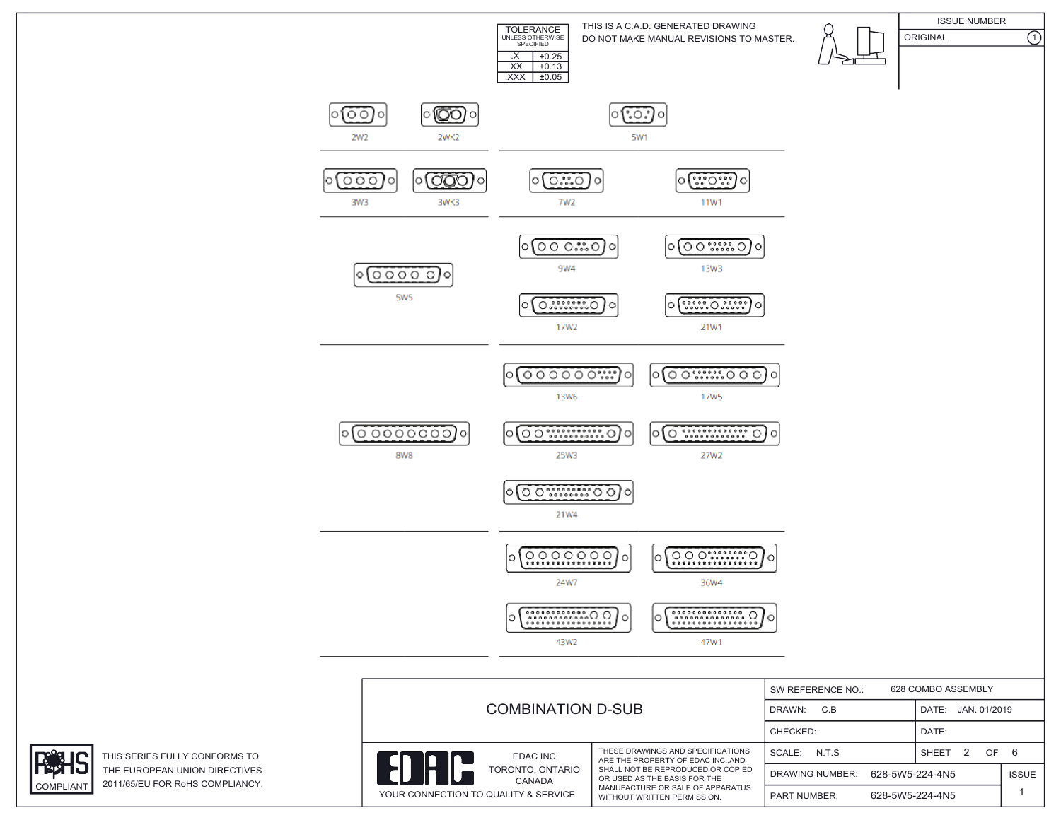| TOLERANCE UNLESS OTHERWISE SPECIFIED | |
|---|---|
| .X | ±0.25 |
| .XX | ±0.13 |
| .XXX | ±0.05 |

THIS IS A C.A.D. GENERATED DRAWING
DO NOT MAKE MANUAL REVISIONS TO MASTER.

| ISSUE NUMBER | |
|---|---|
| ORIGINAL | 1 |

2W2 2WK2 5W1

3W3 3WK3 7W2 11W1

5W5 9W4 13W3 17W2 21W1

8W8 13W6 17W5 25W3 27W2 21W4

24W7 36W4 43W2 47W1

RoHS COMPLIANT

THIS SERIES FULLY CONFORMS TO THE EUROPEAN UNION DIRECTIVES 2011/65/EU FOR RoHS COMPLIANCY.

# COMBINATION D-SUB

EDAC INC
TORONTO, ONTARIO
CANADA
YOUR CONNECTION TO QUALITY & SERVICE

THESE DRAWINGS AND SPECIFICATIONS ARE THE PROPERTY OF EDAC INC.,AND SHALL NOT BE REPRODUCED,OR COPIED OR USED AS THE BASIS FOR THE MANUFACTURE OR SALE OF APPARATUS WITHOUT WRITTEN PERMISSION.

| SW REFERENCE NO.: 628 COMBO ASSEMBLY | | |
|---|---|---|
| DRAWN: C.B | DATE: JAN. 01/2019 | |
| CHECKED: | DATE: | |
| SCALE: N.T.S | SHEET 2 OF 6 | |
| DRAWING NUMBER: 628-5W5-224-4N5 | | ISSUE |
| PART NUMBER: 628-5W5-224-4N5 | | 1 |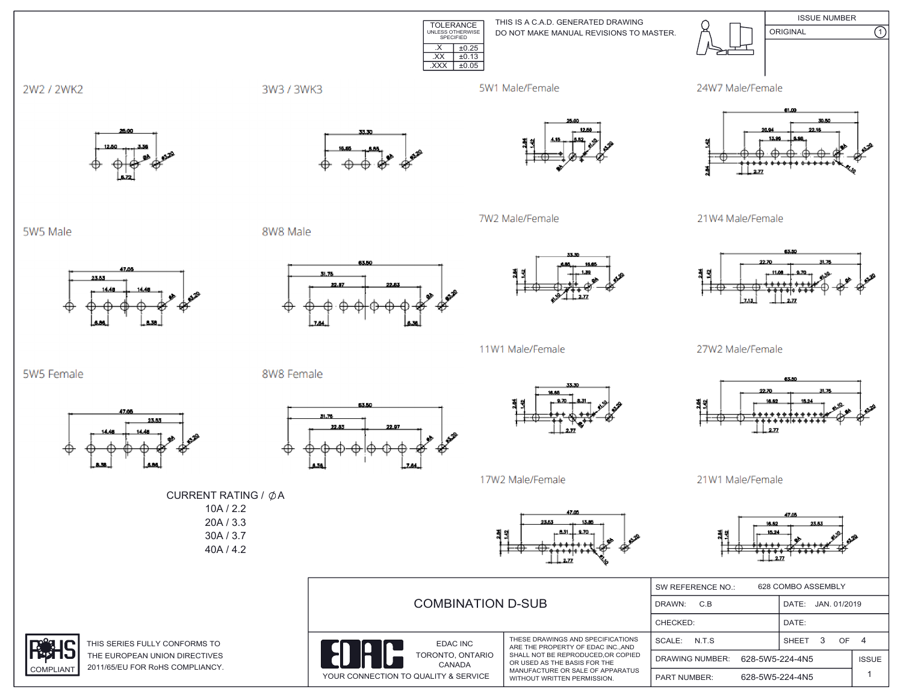| TOLERANCE UNLESS OTHERWISE SPECIFIED | |
|---|---|
| .X | ±0.25 |
| .XX | ±0.13 |
| .XXX | ±0.05 |

THIS IS A C.A.D. GENERATED DRAWING
DO NOT MAKE MANUAL REVISIONS TO MASTER.

| ISSUE NUMBER | |
|---|---|
| ORIGINAL | 1 |

## 2W2 / 2WK2

26.00, 12.50, 3.38, 6.72, ØA, Ø3.20

## 3W3 / 3WK3

33.30, 16.65, 6.86, ØA, Ø3.20

## 5W1 Male/Female

25.00, 12.50, 4.15, 6.52, 2.84, 1.42, ØA, Ø1.10, Ø3.20

## 24W7 Male/Female

61.09, 30.50, 26.94, 22.16, 13.96, 5.98, 1.42, 2.84, 2.77, ØA, Ø1.10, Ø3.20

## 5W5 Male

47.05, 23.53, 14.48, 14.48, 6.86, 8.38, ØA, Ø3.20

## 8W8 Male

63.50, 31.75, 22.97, 22.63, 7.64, 6.36, ØA, Ø3.20

## 7W2 Male/Female

33.30, 6.86, 16.65, 1.39, 2.77, 2.84, 1.42, ØA, Ø1.10, Ø3.20

## 21W4 Male/Female

63.50, 22.70, 31.75, 11.06, 9.70, 7.13, 2.77, 2.84, 1.42, ØA, Ø1.10, Ø3.20

## 5W5 Female

47.05, 23.53, 14.48, 14.48, 8.38, 6.86, ØA, Ø3.20

## 8W8 Female

63.50, 31.75, 22.63, 22.97, 6.36, 7.64, ØA, Ø3.20

## 11W1 Male/Female

33.30, 16.65, 9.70, 8.31, 2.77, 2.84, 1.42, ØA, Ø1.10, Ø3.20

## 27W2 Male/Female

63.50, 22.70, 31.75, 16.62, 15.24, 2.77, 2.84, 1.42, ØA, Ø1.10, Ø3.20

CURRENT RATING / ∅A
10A / 2.2
20A / 3.3
30A / 3.7
40A / 4.2

## 17W2 Male/Female

47.05, 23.53, 13.85, 8.31, 9.70, 2.77, 2.84, 1.42, ØA, Ø1.10, Ø3.20

## 21W1 Male/Female

47.05, 16.62, 23.53, 15.24, 2.77, 2.84, 1.42, ØA, Ø1.10, Ø3.20

RoHS COMPLIANT

THIS SERIES FULLY CONFORMS TO THE EUROPEAN UNION DIRECTIVES 2011/65/EU FOR RoHS COMPLIANCY.

# COMBINATION D-SUB

EDAC INC
TORONTO, ONTARIO
CANADA
YOUR CONNECTION TO QUALITY & SERVICE

THESE DRAWINGS AND SPECIFICATIONS ARE THE PROPERTY OF EDAC INC.,AND SHALL NOT BE REPRODUCED,OR COPIED OR USED AS THE BASIS FOR THE MANUFACTURE OR SALE OF APPARATUS WITHOUT WRITTEN PERMISSION.

| | | | |
|---|---|---|---|
| SW REFERENCE NO.: | 628 COMBO ASSEMBLY | | |
| DRAWN: C.B | | DATE: JAN. 01/2019 | |
| CHECKED: | | DATE: | |
| SCALE: N.T.S | | SHEET 3 OF 4 | |
| DRAWING NUMBER: | 628-5W5-224-4N5 | | ISSUE |
| PART NUMBER: | 628-5W5-224-4N5 | | 1 |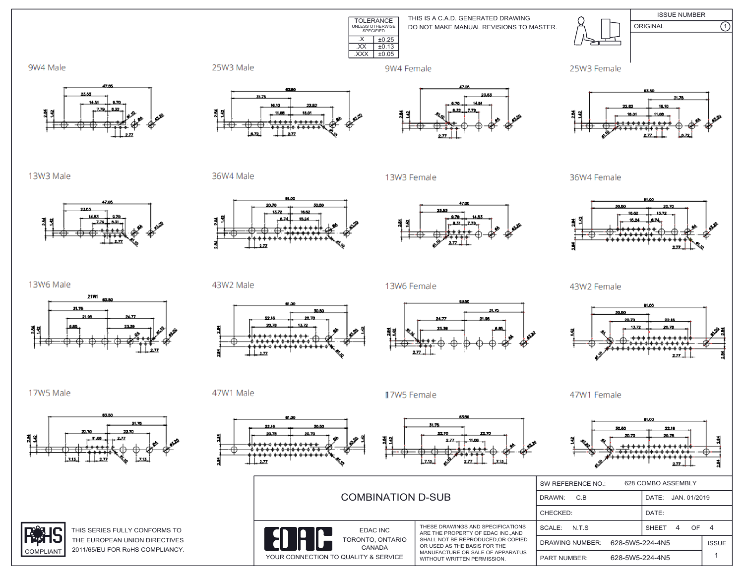| TOLERANCE UNLESS OTHERWISE SPECIFIED | |
|---|---|
| .X | ±0.25 |
| .XX | ±0.13 |
| .XXX | ±0.05 |

THIS IS A C.A.D. GENERATED DRAWING
DO NOT MAKE MANUAL REVISIONS TO MASTER.

| ISSUE NUMBER | |
|---|---|
| ORIGINAL | 1 |

9W4 Male

47.05
23.53
14.81
9.70
7.79
8.32
2.84
1.42
2.77
Ø1.10
Ø4
Ø3.20

25W3 Male

63.50
31.75
16.10
22.82
11.08
18.01
2.84
1.42
5.72
2.77
Ø4
Ø3.20
Ø1.10

9W4 Female

47.05
23.53
9.70
14.81
8.32
7.79
2.84
1.42
Ø1.10
2.77
Ø4
Ø3.20

25W3 Female

63.50
31.75
22.82
16.10
18.01
11.08
2.84
1.42
Ø1.10
2.77
5.72
Ø4
Ø3.20

13W3 Male

47.05
23.53
14.53
9.70
7.79
8.31
2.84
1.42
2.77
Ø4
Ø3.20
Ø1.10

36W4 Male

61.00
20.70
30.50
13.72
16.52
8.74
15.24
1.42
2.84
2.77
Ø4
Ø3.20
Ø1.10

13W3 Female

47.05
23.53
9.70
14.53
8.31
7.79
2.84
1.42
Ø1.10
2.77
Ø4
Ø3.20

36W4 Female

61.00
30.50
20.70
16.52
13.72
15.24
8.74
2.84
1.42
2.84
2.77
Ø4
Ø3.20
Ø1.10

13W6 Male

21W1
63.50
31.75
21.95
24.77
6.86
23.39
2.84
1.42
Ø4
Ø1.10
Ø3.20
2.77

43W2 Male

61.00
30.50
22.16
20.70
20.78
13.72
2.84
2.84
2.77
Ø4
Ø3.20
1.42
Ø1.10

13W6 Female

63.50
31.75
24.77
21.95
23.39
6.86
2.84
1.42
Ø1.10
2.77
Ø4
Ø3.20

43W2 Female

61.00
30.50
20.70
22.16
13.72
20.78
1.42
Ø4
Ø1.10
2.77
Ø3.20
2.84
2.84

17W5 Male

63.50
31.75
22.70
22.70
11.08
2.77
2.84
1.42
7.13
2.77
7.13
Ø1.10
Ø4
Ø3.20

47W1 Male

61.00
30.50
22.16
20.78
20.70
2.84
2.84
2.77
Ø4
Ø3.20
1.42
Ø1.10

17W5 Female

63.50
31.75
22.70
22.70
2.77
11.08
2.84
1.42
7.13
Ø1.10
2.77
7.13
Ø4
Ø3.20

47W1 Female

61.00
30.50
22.16
20.70
20.78
1.42
Ø3.20
Ø4
Ø1.10
2.77
2.84

RoHS COMPLIANT

THIS SERIES FULLY CONFORMS TO THE EUROPEAN UNION DIRECTIVES 2011/65/EU FOR RoHS COMPLIANCY.

# COMBINATION D-SUB

EDAC

EDAC INC
TORONTO, ONTARIO
CANADA

YOUR CONNECTION TO QUALITY & SERVICE

THESE DRAWINGS AND SPECIFICATIONS ARE THE PROPERTY OF EDAC INC.,AND SHALL NOT BE REPRODUCED,OR COPIED OR USED AS THE BASIS FOR THE MANUFACTURE OR SALE OF APPARATUS WITHOUT WRITTEN PERMISSION.

| | | | |
|---|---|---|---|
| SW REFERENCE NO.: 628 COMBO ASSEMBLY | | | |
| DRAWN: C.B | | DATE: JAN. 01/2019 | |
| CHECKED: | | DATE: | |
| SCALE: N.T.S | | SHEET 4 OF 4 | |
| DRAWING NUMBER: | 628-5W5-224-4N5 | | ISSUE |
| PART NUMBER: | 628-5W5-224-4N5 | | 1 |